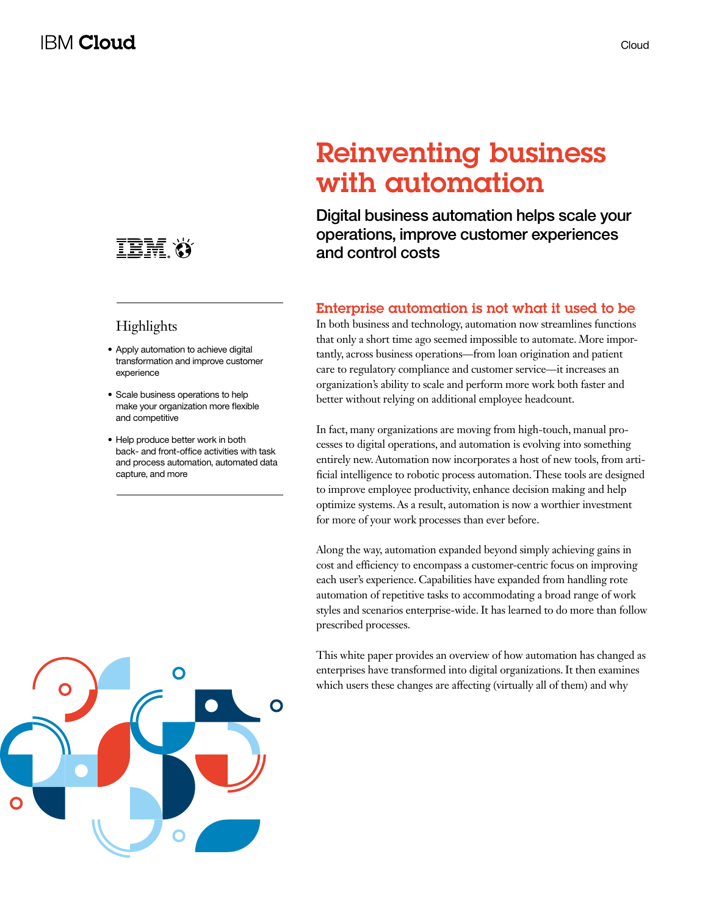# Reinventing business with automation

## Digital business automation helps scale your operations, improve customer experiences and control costs

### Highlights

- Apply automation to achieve digital transformation and improve customer experience
- Scale business operations to help make your organization more flexible and competitive
- Help produce better work in both back- and front-office activities with task and process automation, automated data capture, and more

## Enterprise automation is not what it used to be

In both business and technology, automation now streamlines functions that only a short time ago seemed impossible to automate. More importantly, across business operations—from loan origination and patient care to regulatory compliance and customer service—it increases an organization's ability to scale and perform more work both faster and better without relying on additional employee headcount.

In fact, many organizations are moving from high-touch, manual processes to digital operations, and automation is evolving into something entirely new. Automation now incorporates a host of new tools, from artificial intelligence to robotic process automation. These tools are designed to improve employee productivity, enhance decision making and help optimize systems. As a result, automation is now a worthier investment for more of your work processes than ever before.

Along the way, automation expanded beyond simply achieving gains in cost and efficiency to encompass a customer-centric focus on improving each user's experience. Capabilities have expanded from handling rote automation of repetitive tasks to accommodating a broad range of work styles and scenarios enterprise-wide. It has learned to do more than follow prescribed processes.

This white paper provides an overview of how automation has changed as enterprises have transformed into digital organizations. It then examines which users these changes are affecting (virtually all of them) and why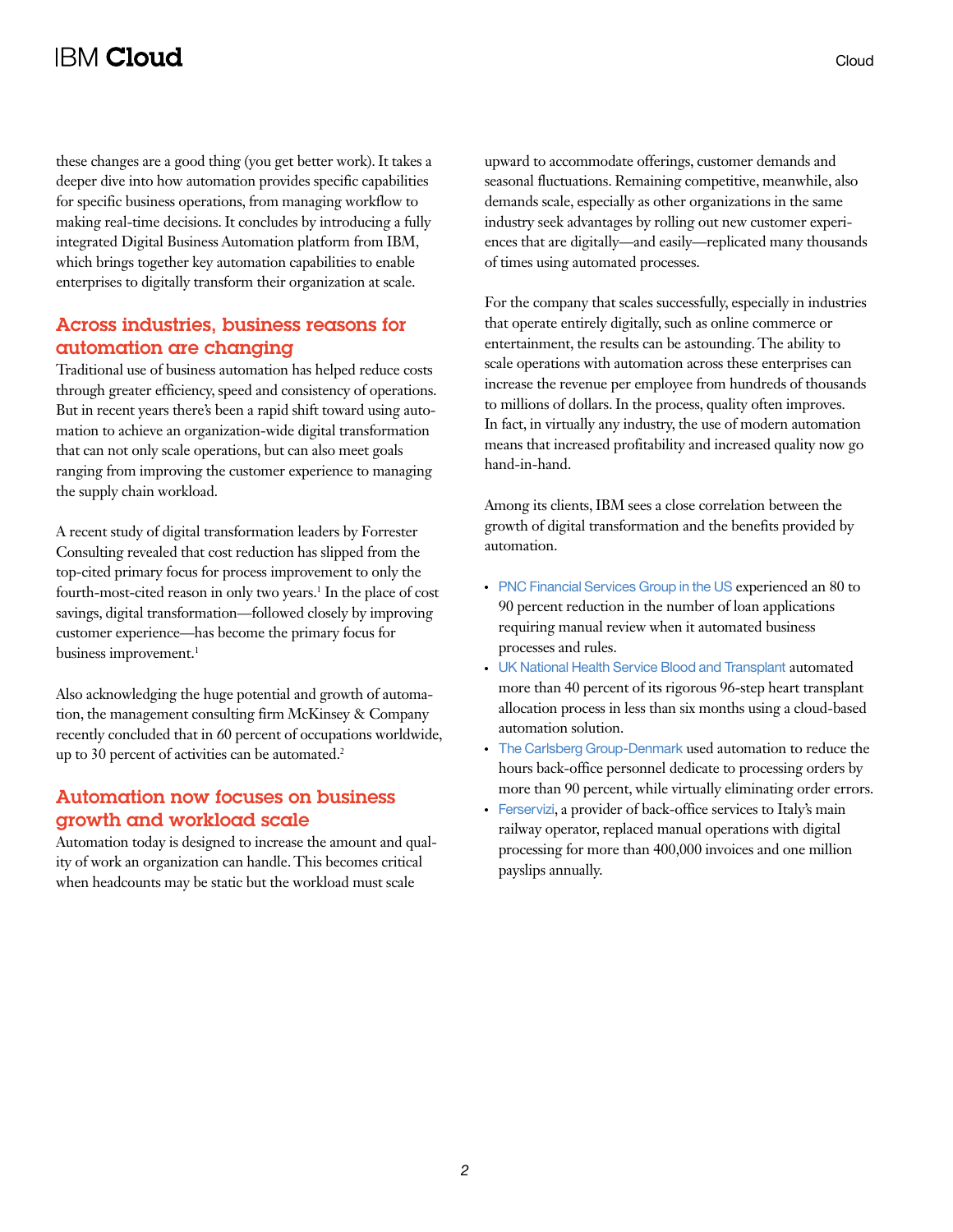these changes are a good thing (you get better work). It takes a deeper dive into how automation provides specific capabilities for specific business operations, from managing workflow to making real-time decisions. It concludes by introducing a fully integrated Digital Business Automation platform from IBM, which brings together key automation capabilities to enable enterprises to digitally transform their organization at scale.

## Across industries, business reasons for automation are changing

Traditional use of business automation has helped reduce costs through greater efficiency, speed and consistency of operations. But in recent years there's been a rapid shift toward using automation to achieve an organization-wide digital transformation that can not only scale operations, but can also meet goals ranging from improving the customer experience to managing the supply chain workload.

A recent study of digital transformation leaders by Forrester Consulting revealed that cost reduction has slipped from the top-cited primary focus for process improvement to only the fourth-most-cited reason in only two years.[1] In the place of cost savings, digital transformation—followed closely by improving customer experience—has become the primary focus for business improvement.[1]

Also acknowledging the huge potential and growth of automation, the management consulting firm McKinsey & Company recently concluded that in 60 percent of occupations worldwide, up to 30 percent of activities can be automated.[2]

## Automation now focuses on business growth and workload scale

Automation today is designed to increase the amount and quality of work an organization can handle. This becomes critical when headcounts may be static but the workload must scale upward to accommodate offerings, customer demands and seasonal fluctuations. Remaining competitive, meanwhile, also demands scale, especially as other organizations in the same industry seek advantages by rolling out new customer experiences that are digitally—and easily—replicated many thousands of times using automated processes.

For the company that scales successfully, especially in industries that operate entirely digitally, such as online commerce or entertainment, the results can be astounding. The ability to scale operations with automation across these enterprises can increase the revenue per employee from hundreds of thousands to millions of dollars. In the process, quality often improves. In fact, in virtually any industry, the use of modern automation means that increased profitability and increased quality now go hand-in-hand.

Among its clients, IBM sees a close correlation between the growth of digital transformation and the benefits provided by automation.

- PNC Financial Services Group in the US experienced an 80 to 90 percent reduction in the number of loan applications requiring manual review when it automated business processes and rules.
- UK National Health Service Blood and Transplant automated more than 40 percent of its rigorous 96-step heart transplant allocation process in less than six months using a cloud-based automation solution.
- The Carlsberg Group-Denmark used automation to reduce the hours back-office personnel dedicate to processing orders by more than 90 percent, while virtually eliminating order errors.
- Ferservizi, a provider of back-office services to Italy's main railway operator, replaced manual operations with digital processing for more than 400,000 invoices and one million payslips annually.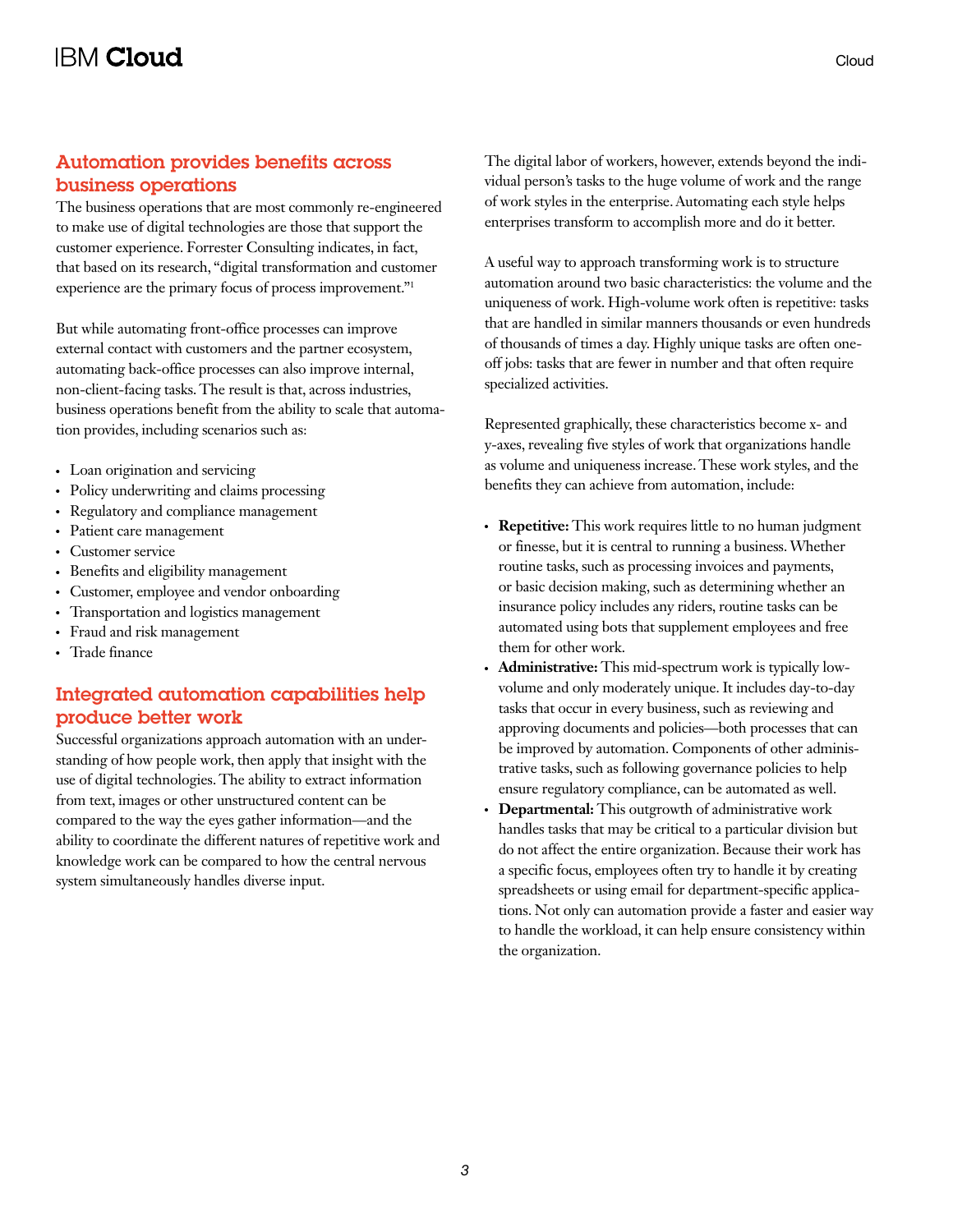## Automation provides benefits across business operations

The business operations that are most commonly re-engineered to make use of digital technologies are those that support the customer experience. Forrester Consulting indicates, in fact, that based on its research, "digital transformation and customer experience are the primary focus of process improvement."[1]

But while automating front-office processes can improve external contact with customers and the partner ecosystem, automating back-office processes can also improve internal, non-client-facing tasks. The result is that, across industries, business operations benefit from the ability to scale that automation provides, including scenarios such as:

- Loan origination and servicing
- Policy underwriting and claims processing
- Regulatory and compliance management
- Patient care management
- Customer service
- Benefits and eligibility management
- Customer, employee and vendor onboarding
- Transportation and logistics management
- Fraud and risk management
- Trade finance

## Integrated automation capabilities help produce better work

Successful organizations approach automation with an understanding of how people work, then apply that insight with the use of digital technologies. The ability to extract information from text, images or other unstructured content can be compared to the way the eyes gather information—and the ability to coordinate the different natures of repetitive work and knowledge work can be compared to how the central nervous system simultaneously handles diverse input.

The digital labor of workers, however, extends beyond the individual person's tasks to the huge volume of work and the range of work styles in the enterprise. Automating each style helps enterprises transform to accomplish more and do it better.

A useful way to approach transforming work is to structure automation around two basic characteristics: the volume and the uniqueness of work. High-volume work often is repetitive: tasks that are handled in similar manners thousands or even hundreds of thousands of times a day. Highly unique tasks are often one-off jobs: tasks that are fewer in number and that often require specialized activities.

Represented graphically, these characteristics become x- and y-axes, revealing five styles of work that organizations handle as volume and uniqueness increase. These work styles, and the benefits they can achieve from automation, include:

- **Repetitive:** This work requires little to no human judgment or finesse, but it is central to running a business. Whether routine tasks, such as processing invoices and payments, or basic decision making, such as determining whether an insurance policy includes any riders, routine tasks can be automated using bots that supplement employees and free them for other work.
- **Administrative:** This mid-spectrum work is typically low-volume and only moderately unique. It includes day-to-day tasks that occur in every business, such as reviewing and approving documents and policies—both processes that can be improved by automation. Components of other administrative tasks, such as following governance policies to help ensure regulatory compliance, can be automated as well.
- **Departmental:** This outgrowth of administrative work handles tasks that may be critical to a particular division but do not affect the entire organization. Because their work has a specific focus, employees often try to handle it by creating spreadsheets or using email for department-specific applications. Not only can automation provide a faster and easier way to handle the workload, it can help ensure consistency within the organization.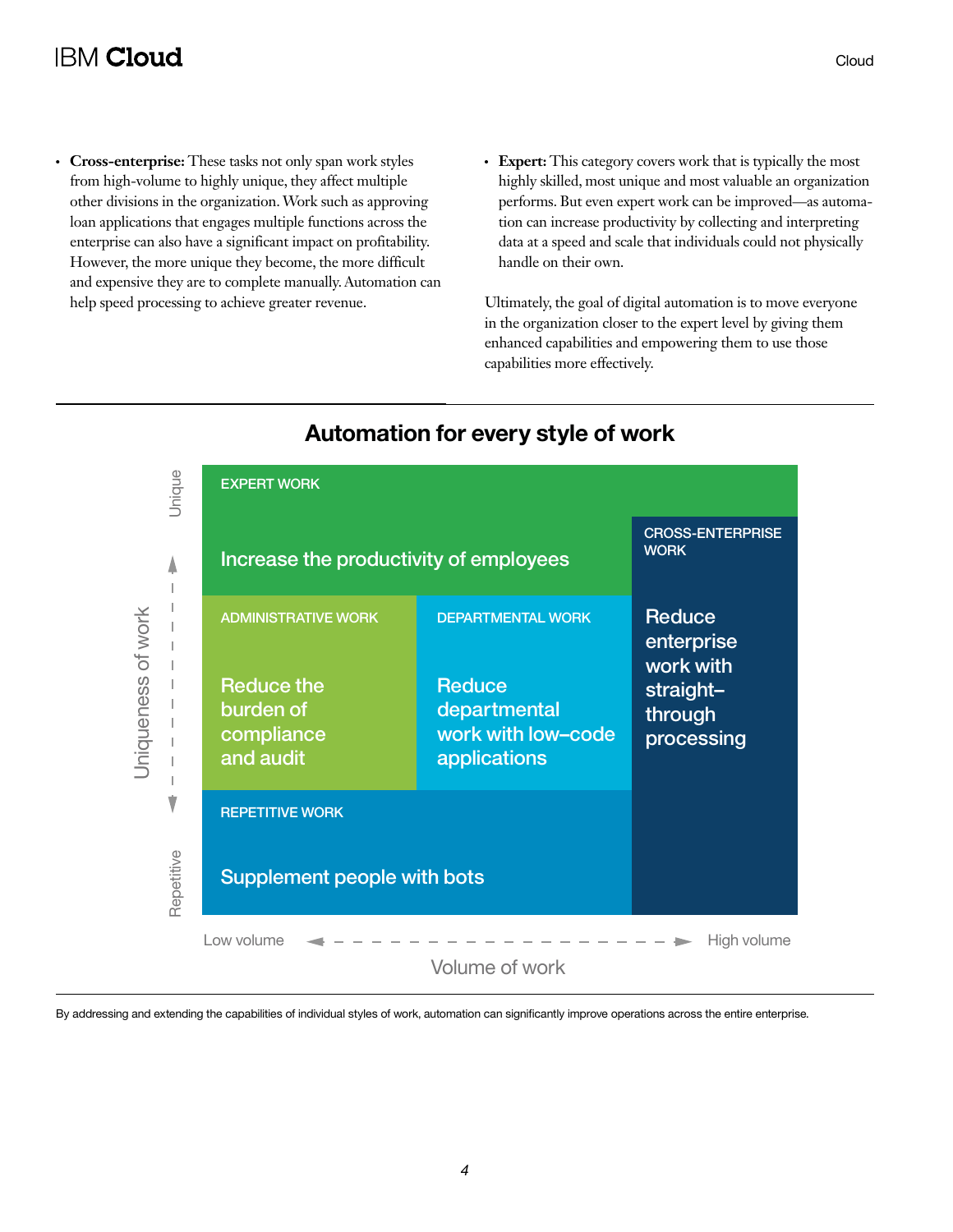- **Cross-enterprise:** These tasks not only span work styles from high-volume to highly unique, they affect multiple other divisions in the organization. Work such as approving loan applications that engages multiple functions across the enterprise can also have a significant impact on profitability. However, the more unique they become, the more difficult and expensive they are to complete manually. Automation can help speed processing to achieve greater revenue.
- **Expert:** This category covers work that is typically the most highly skilled, most unique and most valuable an organization performs. But even expert work can be improved—as automation can increase productivity by collecting and interpreting data at a speed and scale that individuals could not physically handle on their own.

Ultimately, the goal of digital automation is to move everyone in the organization closer to the expert level by giving them enhanced capabilities and empowering them to use those capabilities more effectively.

## Automation for every style of work

Uniqueness of work: Repetitive → Unique
Volume of work: Low volume → High volume

- EXPERT WORK: Increase the productivity of employees
- ADMINISTRATIVE WORK: Reduce the burden of compliance and audit
- DEPARTMENTAL WORK: Reduce departmental work with low–code applications
- CROSS-ENTERPRISE WORK: Reduce enterprise work with straight–through processing
- REPETITIVE WORK: Supplement people with bots

By addressing and extending the capabilities of individual styles of work, automation can significantly improve operations across the entire enterprise.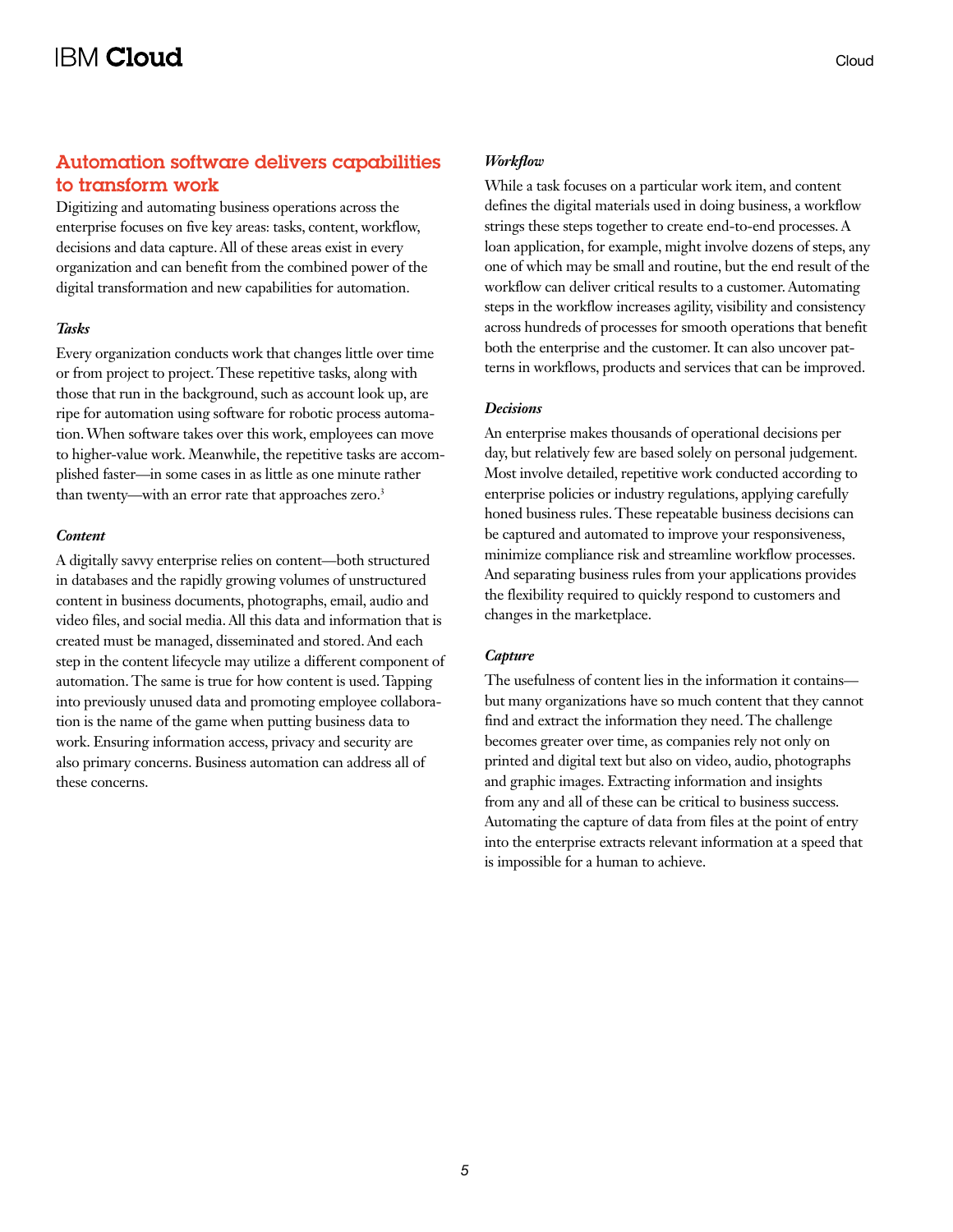## Automation software delivers capabilities to transform work

Digitizing and automating business operations across the enterprise focuses on five key areas: tasks, content, workflow, decisions and data capture. All of these areas exist in every organization and can benefit from the combined power of the digital transformation and new capabilities for automation.

### *Tasks*

Every organization conducts work that changes little over time or from project to project. These repetitive tasks, along with those that run in the background, such as account look up, are ripe for automation using software for robotic process automation. When software takes over this work, employees can move to higher-value work. Meanwhile, the repetitive tasks are accomplished faster—in some cases in as little as one minute rather than twenty—with an error rate that approaches zero.[3]

### *Content*

A digitally savvy enterprise relies on content—both structured in databases and the rapidly growing volumes of unstructured content in business documents, photographs, email, audio and video files, and social media. All this data and information that is created must be managed, disseminated and stored. And each step in the content lifecycle may utilize a different component of automation. The same is true for how content is used. Tapping into previously unused data and promoting employee collaboration is the name of the game when putting business data to work. Ensuring information access, privacy and security are also primary concerns. Business automation can address all of these concerns.

### *Workflow*

While a task focuses on a particular work item, and content defines the digital materials used in doing business, a workflow strings these steps together to create end-to-end processes. A loan application, for example, might involve dozens of steps, any one of which may be small and routine, but the end result of the workflow can deliver critical results to a customer. Automating steps in the workflow increases agility, visibility and consistency across hundreds of processes for smooth operations that benefit both the enterprise and the customer. It can also uncover patterns in workflows, products and services that can be improved.

### *Decisions*

An enterprise makes thousands of operational decisions per day, but relatively few are based solely on personal judgement. Most involve detailed, repetitive work conducted according to enterprise policies or industry regulations, applying carefully honed business rules. These repeatable business decisions can be captured and automated to improve your responsiveness, minimize compliance risk and streamline workflow processes. And separating business rules from your applications provides the flexibility required to quickly respond to customers and changes in the marketplace.

### *Capture*

The usefulness of content lies in the information it contains—but many organizations have so much content that they cannot find and extract the information they need. The challenge becomes greater over time, as companies rely not only on printed and digital text but also on video, audio, photographs and graphic images. Extracting information and insights from any and all of these can be critical to business success. Automating the capture of data from files at the point of entry into the enterprise extracts relevant information at a speed that is impossible for a human to achieve.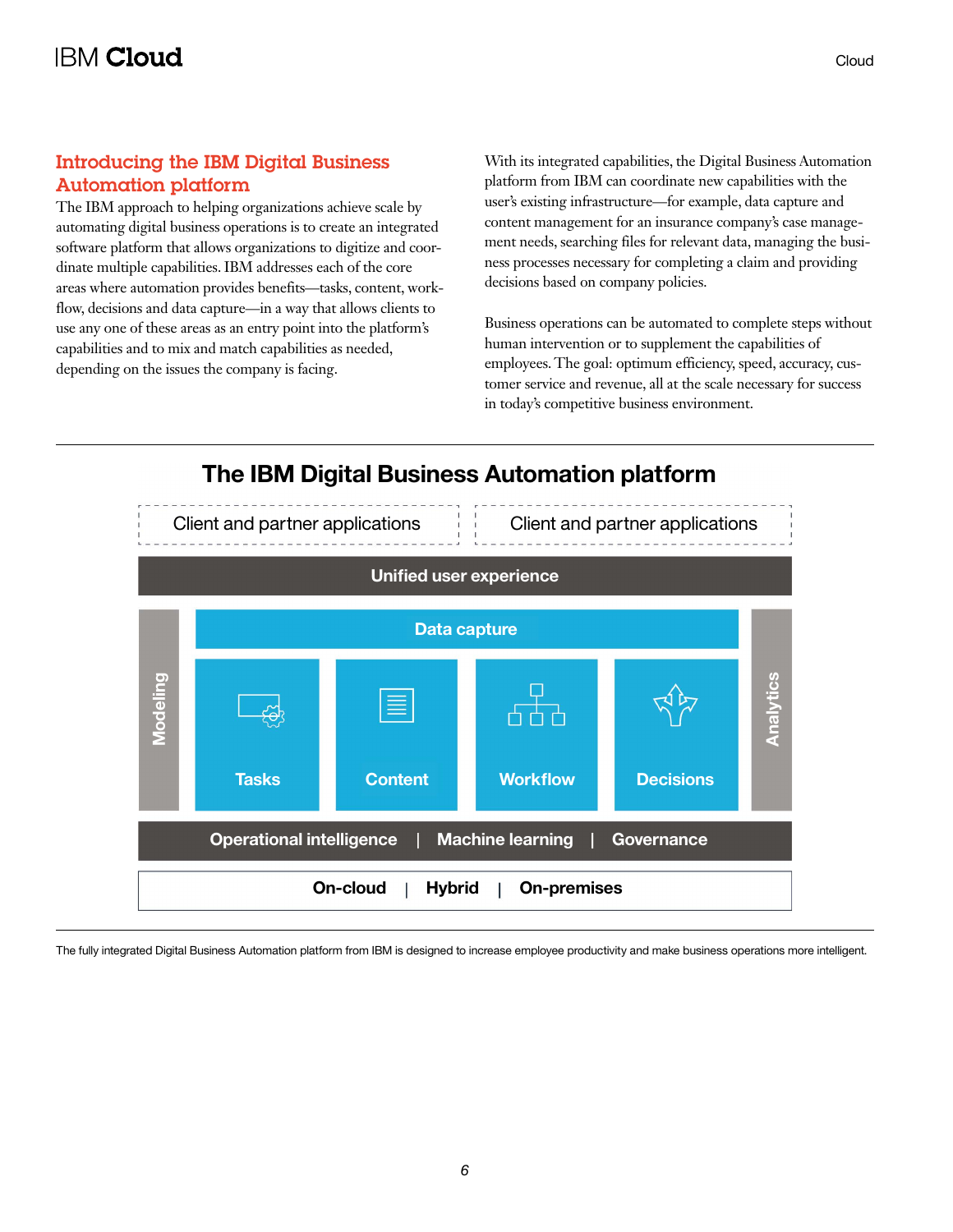## Introducing the IBM Digital Business Automation platform

The IBM approach to helping organizations achieve scale by automating digital business operations is to create an integrated software platform that allows organizations to digitize and coordinate multiple capabilities. IBM addresses each of the core areas where automation provides benefits—tasks, content, workflow, decisions and data capture—in a way that allows clients to use any one of these areas as an entry point into the platform's capabilities and to mix and match capabilities as needed, depending on the issues the company is facing.

With its integrated capabilities, the Digital Business Automation platform from IBM can coordinate new capabilities with the user's existing infrastructure—for example, data capture and content management for an insurance company's case management needs, searching files for relevant data, managing the business processes necessary for completing a claim and providing decisions based on company policies.

Business operations can be automated to complete steps without human intervention or to supplement the capabilities of employees. The goal: optimum efficiency, speed, accuracy, customer service and revenue, all at the scale necessary for success in today's competitive business environment.

### The IBM Digital Business Automation platform

Client and partner applications | Client and partner applications

**Unified user experience**

**Modeling**

**Data capture**

**Tasks** | **Content** | **Workflow** | **Decisions**

**Analytics**

**Operational intelligence** | **Machine learning** | **Governance**

**On-cloud** | **Hybrid** | **On-premises**

The fully integrated Digital Business Automation platform from IBM is designed to increase employee productivity and make business operations more intelligent.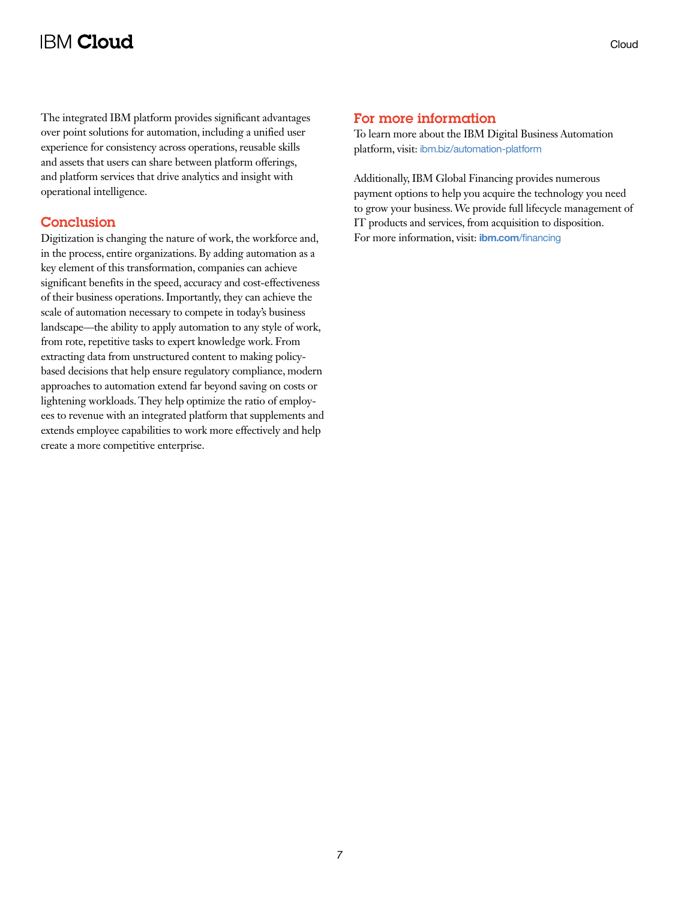The integrated IBM platform provides significant advantages over point solutions for automation, including a unified user experience for consistency across operations, reusable skills and assets that users can share between platform offerings, and platform services that drive analytics and insight with operational intelligence.

## Conclusion

Digitization is changing the nature of work, the workforce and, in the process, entire organizations. By adding automation as a key element of this transformation, companies can achieve significant benefits in the speed, accuracy and cost-effectiveness of their business operations. Importantly, they can achieve the scale of automation necessary to compete in today's business landscape—the ability to apply automation to any style of work, from rote, repetitive tasks to expert knowledge work. From extracting data from unstructured content to making policy-based decisions that help ensure regulatory compliance, modern approaches to automation extend far beyond saving on costs or lightening workloads. They help optimize the ratio of employees to revenue with an integrated platform that supplements and extends employee capabilities to work more effectively and help create a more competitive enterprise.

## For more information

To learn more about the IBM Digital Business Automation platform, visit: ibm.biz/automation-platform

Additionally, IBM Global Financing provides numerous payment options to help you acquire the technology you need to grow your business. We provide full lifecycle management of IT products and services, from acquisition to disposition. For more information, visit: **ibm.com**/financing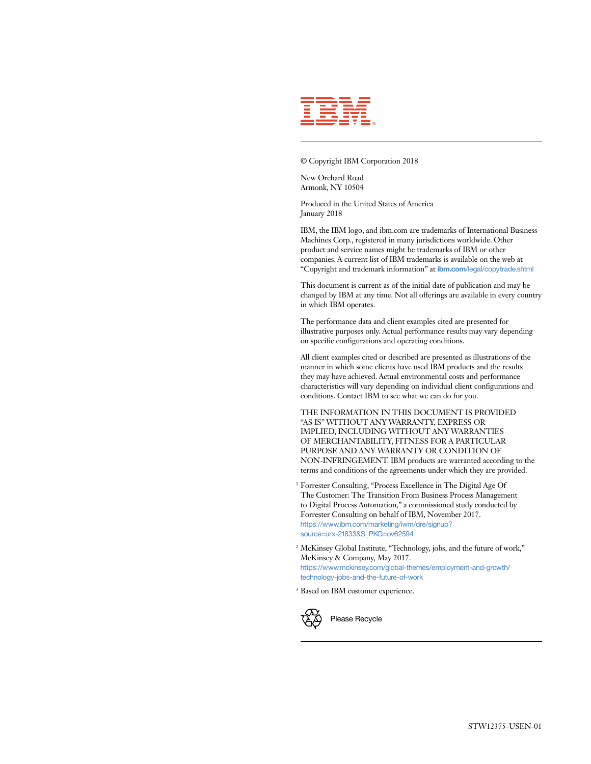© Copyright IBM Corporation 2018

New Orchard Road
Armonk, NY 10504

Produced in the United States of America
January 2018

IBM, the IBM logo, and ibm.com are trademarks of International Business Machines Corp., registered in many jurisdictions worldwide. Other product and service names might be trademarks of IBM or other companies. A current list of IBM trademarks is available on the web at "Copyright and trademark information" at **ibm.com**/legal/copytrade.shtml

This document is current as of the initial date of publication and may be changed by IBM at any time. Not all offerings are available in every country in which IBM operates.

The performance data and client examples cited are presented for illustrative purposes only. Actual performance results may vary depending on specific configurations and operating conditions.

All client examples cited or described are presented as illustrations of the manner in which some clients have used IBM products and the results they may have achieved. Actual environmental costs and performance characteristics will vary depending on individual client configurations and conditions. Contact IBM to see what we can do for you.

THE INFORMATION IN THIS DOCUMENT IS PROVIDED "AS IS" WITHOUT ANY WARRANTY, EXPRESS OR IMPLIED, INCLUDING WITHOUT ANY WARRANTIES OF MERCHANTABILITY, FITNESS FOR A PARTICULAR PURPOSE AND ANY WARRANTY OR CONDITION OF NON-INFRINGEMENT. IBM products are warranted according to the terms and conditions of the agreements under which they are provided.

[1] Forrester Consulting, "Process Excellence in The Digital Age Of The Customer: The Transition From Business Process Management to Digital Process Automation," a commissioned study conducted by Forrester Consulting on behalf of IBM, November 2017. https://www.ibm.com/marketing/iwm/dre/signup?source=urx-21833&S_PKG=ov62594

[2] McKinsey Global Institute, "Technology, jobs, and the future of work," McKinsey & Company, May 2017. https://www.mckinsey.com/global-themes/employment-and-growth/technology-jobs-and-the-future-of-work

[3] Based on IBM customer experience.

Please Recycle

STW12375-USEN-01